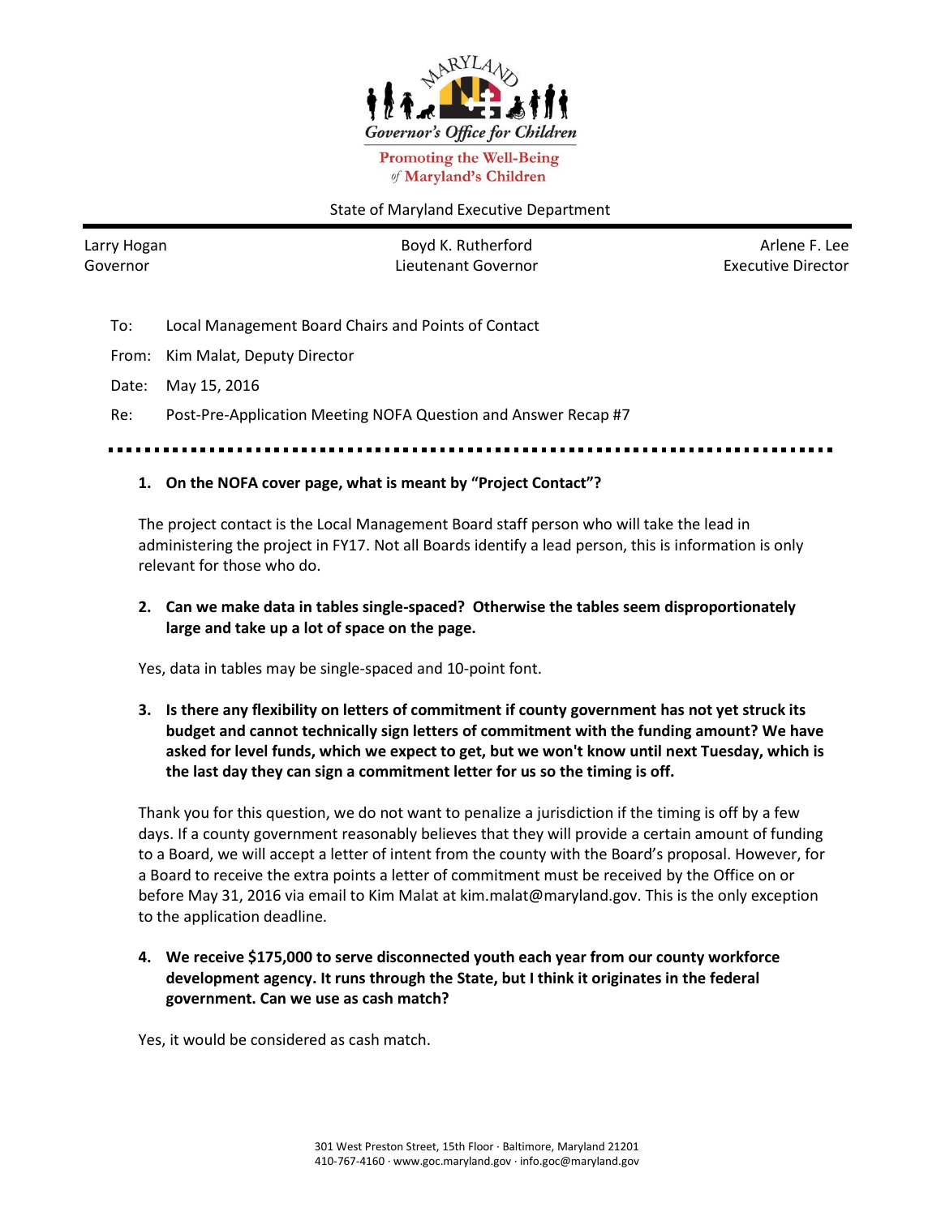Governor's Office for Children

Promoting the Well-Being of Maryland's Children

State of Maryland Executive Department

| Larry Hogan<br>Governor | Boyd K. Rutherford<br>Lieutenant Governor | Arlene F. Lee<br>Executive Director |
|---|---|---|

To: Local Management Board Chairs and Points of Contact

From: Kim Malat, Deputy Director

Date: May 15, 2016

Re: Post-Pre-Application Meeting NOFA Question and Answer Recap #7

1. **On the NOFA cover page, what is meant by "Project Contact"?**

The project contact is the Local Management Board staff person who will take the lead in administering the project in FY17. Not all Boards identify a lead person, this is information is only relevant for those who do.

2. **Can we make data in tables single-spaced? Otherwise the tables seem disproportionately large and take up a lot of space on the page.**

Yes, data in tables may be single-spaced and 10-point font.

3. **Is there any flexibility on letters of commitment if county government has not yet struck its budget and cannot technically sign letters of commitment with the funding amount? We have asked for level funds, which we expect to get, but we won't know until next Tuesday, which is the last day they can sign a commitment letter for us so the timing is off.**

Thank you for this question, we do not want to penalize a jurisdiction if the timing is off by a few days. If a county government reasonably believes that they will provide a certain amount of funding to a Board, we will accept a letter of intent from the county with the Board's proposal. However, for a Board to receive the extra points a letter of commitment must be received by the Office on or before May 31, 2016 via email to Kim Malat at kim.malat@maryland.gov. This is the only exception to the application deadline.

4. **We receive $175,000 to serve disconnected youth each year from our county workforce development agency. It runs through the State, but I think it originates in the federal government. Can we use as cash match?**

Yes, it would be considered as cash match.

301 West Preston Street, 15th Floor · Baltimore, Maryland 21201
410-767-4160 · www.goc.maryland.gov · info.goc@maryland.gov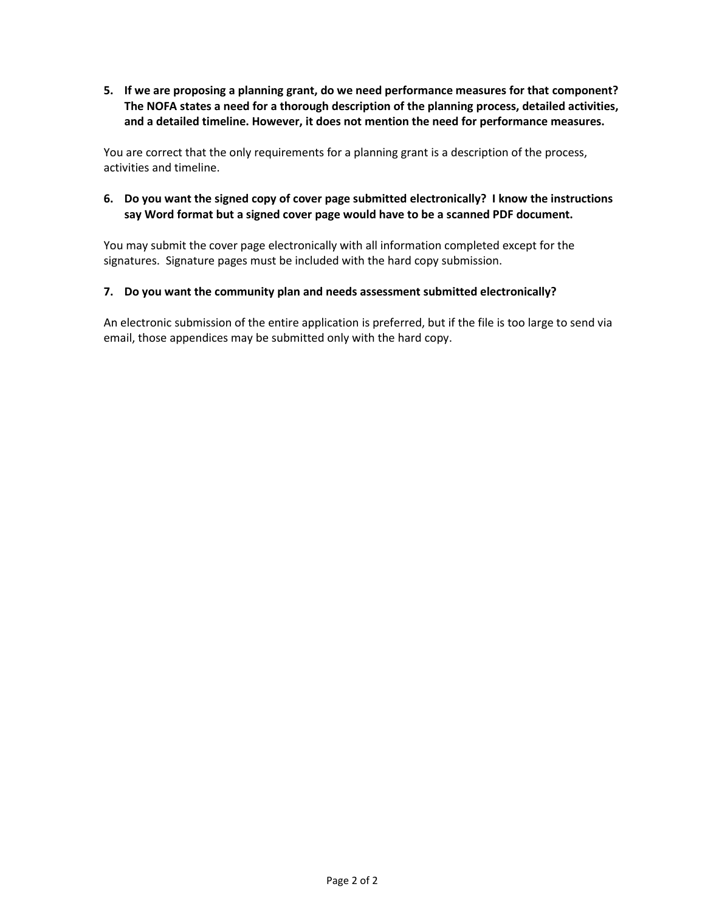**5. If we are proposing a planning grant, do we need performance measures for that component? The NOFA states a need for a thorough description of the planning process, detailed activities, and a detailed timeline. However, it does not mention the need for performance measures.**

You are correct that the only requirements for a planning grant is a description of the process, activities and timeline.

**6. Do you want the signed copy of cover page submitted electronically? I know the instructions say Word format but a signed cover page would have to be a scanned PDF document.**

You may submit the cover page electronically with all information completed except for the signatures. Signature pages must be included with the hard copy submission.

**7. Do you want the community plan and needs assessment submitted electronically?**

An electronic submission of the entire application is preferred, but if the file is too large to send via email, those appendices may be submitted only with the hard copy.